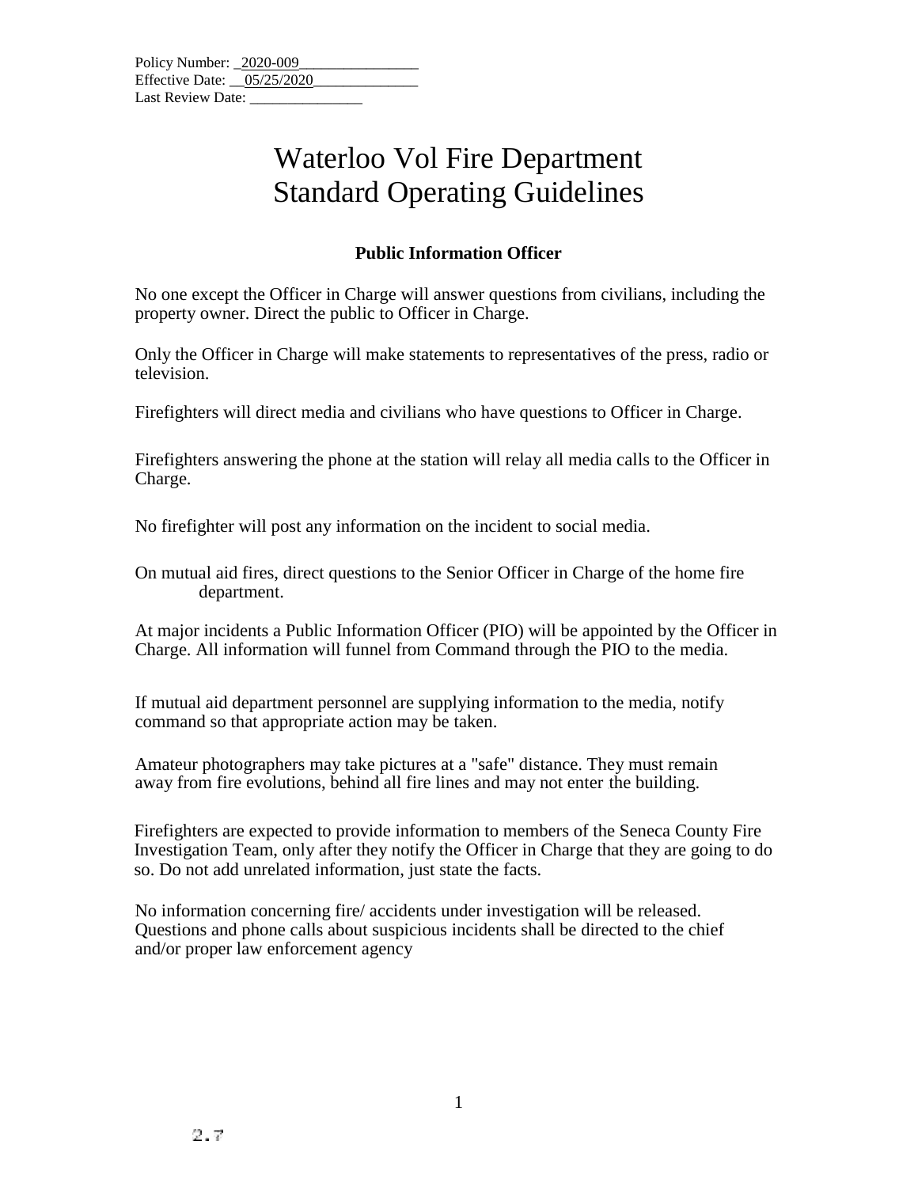Policy Number: 2020-009
Effective Date: 05/25/2020
Last Review Date: _______________

# Waterloo Vol Fire Department
# Standard Operating Guidelines

### Public Information Officer

No one except the Officer in Charge will answer questions from civilians, including the property owner. Direct the public to Officer in Charge.

Only the Officer in Charge will make statements to representatives of the press, radio or television.

Firefighters will direct media and civilians who have questions to Officer in Charge.

Firefighters answering the phone at the station will relay all media calls to the Officer in Charge.

No firefighter will post any information on the incident to social media.

On mutual aid fires, direct questions to the Senior Officer in Charge of the home fire department.

At major incidents a Public Information Officer (PIO) will be appointed by the Officer in Charge. All information will funnel from Command through the PIO to the media.

If mutual aid department personnel are supplying information to the media, notify command so that appropriate action may be taken.

Amateur photographers may take pictures at a "safe" distance. They must remain away from fire evolutions, behind all fire lines and may not enter the building.

Firefighters are expected to provide information to members of the Seneca County Fire Investigation Team, only after they notify the Officer in Charge that they are going to do so. Do not add unrelated information, just state the facts.

No information concerning fire/ accidents under investigation will be released. Questions and phone calls about suspicious incidents shall be directed to the chief and/or proper law enforcement agency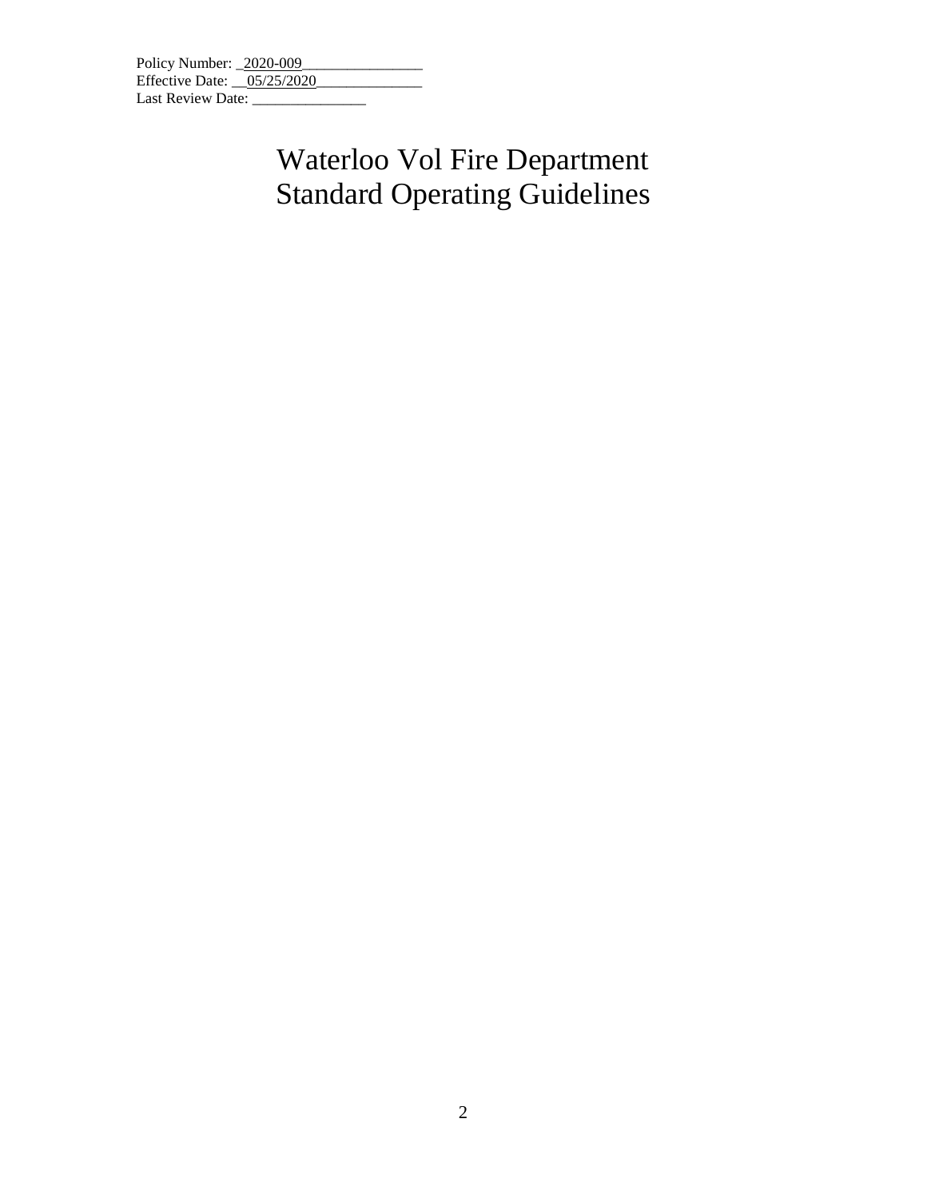Policy Number: _2020-009________________
Effective Date: __05/25/2020______________
Last Review Date: _______________

# Waterloo Vol Fire Department
# Standard Operating Guidelines